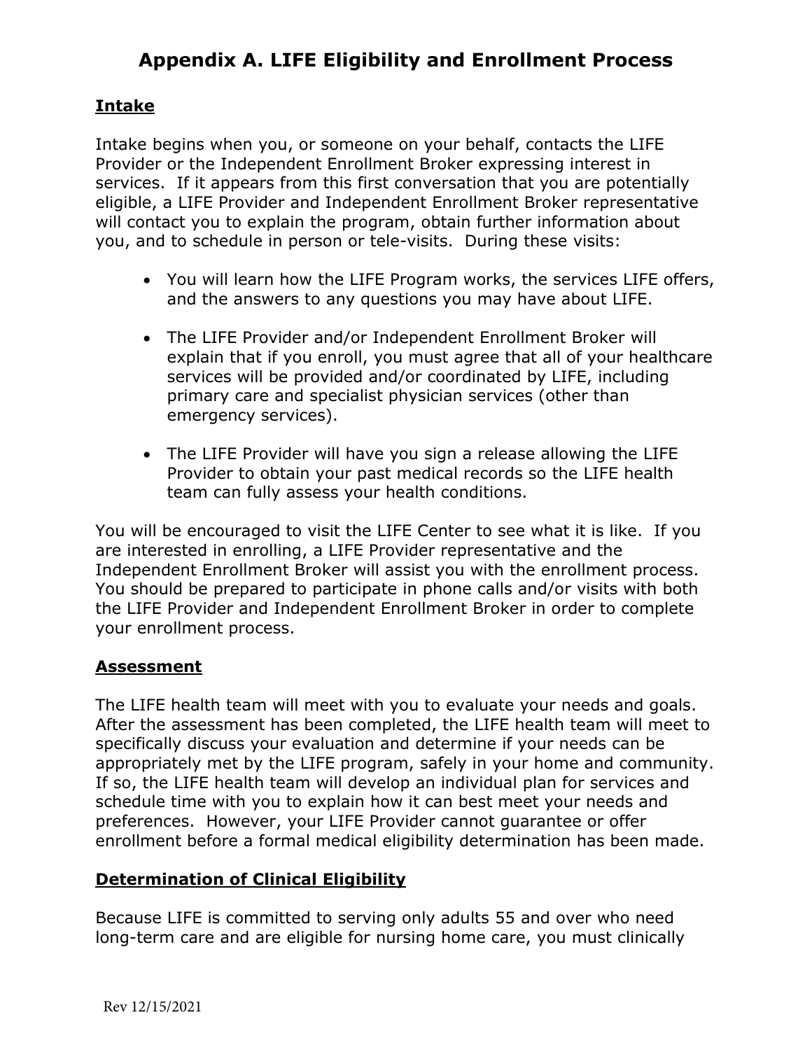# Appendix A. LIFE Eligibility and Enrollment Process

## Intake

Intake begins when you, or someone on your behalf, contacts the LIFE Provider or the Independent Enrollment Broker expressing interest in services. If it appears from this first conversation that you are potentially eligible, a LIFE Provider and Independent Enrollment Broker representative will contact you to explain the program, obtain further information about you, and to schedule in person or tele-visits. During these visits:

- You will learn how the LIFE Program works, the services LIFE offers, and the answers to any questions you may have about LIFE.
- The LIFE Provider and/or Independent Enrollment Broker will explain that if you enroll, you must agree that all of your healthcare services will be provided and/or coordinated by LIFE, including primary care and specialist physician services (other than emergency services).
- The LIFE Provider will have you sign a release allowing the LIFE Provider to obtain your past medical records so the LIFE health team can fully assess your health conditions.

You will be encouraged to visit the LIFE Center to see what it is like. If you are interested in enrolling, a LIFE Provider representative and the Independent Enrollment Broker will assist you with the enrollment process. You should be prepared to participate in phone calls and/or visits with both the LIFE Provider and Independent Enrollment Broker in order to complete your enrollment process.

## Assessment

The LIFE health team will meet with you to evaluate your needs and goals. After the assessment has been completed, the LIFE health team will meet to specifically discuss your evaluation and determine if your needs can be appropriately met by the LIFE program, safely in your home and community. If so, the LIFE health team will develop an individual plan for services and schedule time with you to explain how it can best meet your needs and preferences. However, your LIFE Provider cannot guarantee or offer enrollment before a formal medical eligibility determination has been made.

## Determination of Clinical Eligibility

Because LIFE is committed to serving only adults 55 and over who need long-term care and are eligible for nursing home care, you must clinically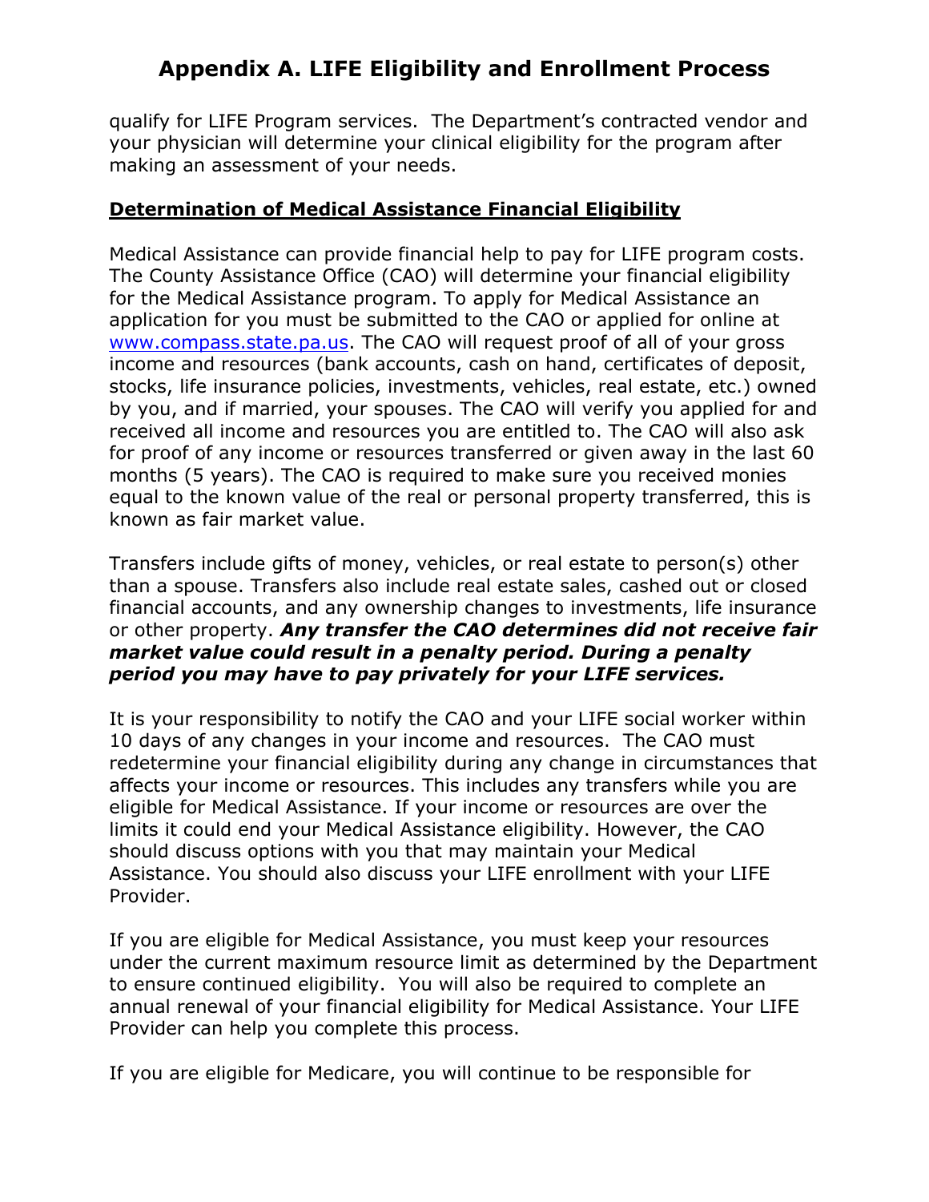qualify for LIFE Program services. The Department's contracted vendor and your physician will determine your clinical eligibility for the program after making an assessment of your needs.

**Determination of Medical Assistance Financial Eligibility**

Medical Assistance can provide financial help to pay for LIFE program costs. The County Assistance Office (CAO) will determine your financial eligibility for the Medical Assistance program. To apply for Medical Assistance an application for you must be submitted to the CAO or applied for online at [www.compass.state.pa.us](www.compass.state.pa.us). The CAO will request proof of all of your gross income and resources (bank accounts, cash on hand, certificates of deposit, stocks, life insurance policies, investments, vehicles, real estate, etc.) owned by you, and if married, your spouses. The CAO will verify you applied for and received all income and resources you are entitled to. The CAO will also ask for proof of any income or resources transferred or given away in the last 60 months (5 years). The CAO is required to make sure you received monies equal to the known value of the real or personal property transferred, this is known as fair market value.

Transfers include gifts of money, vehicles, or real estate to person(s) other than a spouse. Transfers also include real estate sales, cashed out or closed financial accounts, and any ownership changes to investments, life insurance or other property. ***Any transfer the CAO determines did not receive fair market value could result in a penalty period. During a penalty period you may have to pay privately for your LIFE services.***

It is your responsibility to notify the CAO and your LIFE social worker within 10 days of any changes in your income and resources. The CAO must redetermine your financial eligibility during any change in circumstances that affects your income or resources. This includes any transfers while you are eligible for Medical Assistance. If your income or resources are over the limits it could end your Medical Assistance eligibility. However, the CAO should discuss options with you that may maintain your Medical Assistance. You should also discuss your LIFE enrollment with your LIFE Provider.

If you are eligible for Medical Assistance, you must keep your resources under the current maximum resource limit as determined by the Department to ensure continued eligibility. You will also be required to complete an annual renewal of your financial eligibility for Medical Assistance. Your LIFE Provider can help you complete this process.

If you are eligible for Medicare, you will continue to be responsible for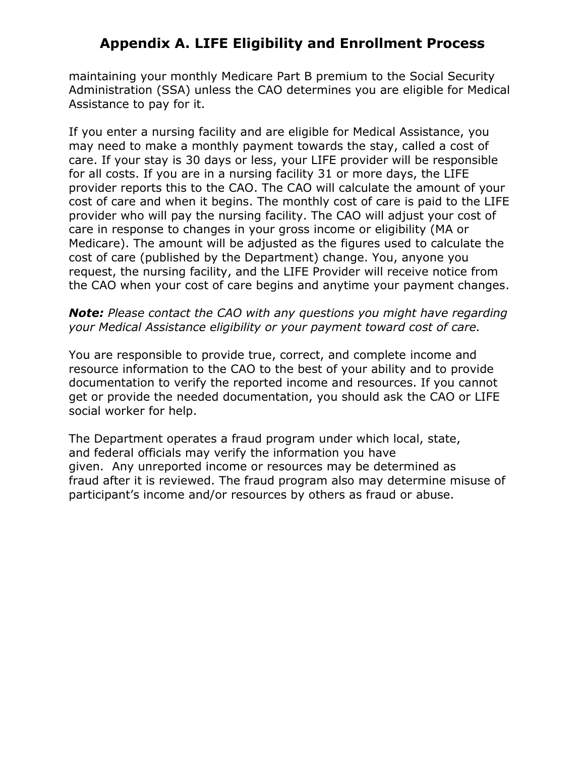maintaining your monthly Medicare Part B premium to the Social Security Administration (SSA) unless the CAO determines you are eligible for Medical Assistance to pay for it.

If you enter a nursing facility and are eligible for Medical Assistance, you may need to make a monthly payment towards the stay, called a cost of care. If your stay is 30 days or less, your LIFE provider will be responsible for all costs. If you are in a nursing facility 31 or more days, the LIFE provider reports this to the CAO. The CAO will calculate the amount of your cost of care and when it begins. The monthly cost of care is paid to the LIFE provider who will pay the nursing facility. The CAO will adjust your cost of care in response to changes in your gross income or eligibility (MA or Medicare). The amount will be adjusted as the figures used to calculate the cost of care (published by the Department) change. You, anyone you request, the nursing facility, and the LIFE Provider will receive notice from the CAO when your cost of care begins and anytime your payment changes.

***Note:*** *Please contact the CAO with any questions you might have regarding your Medical Assistance eligibility or your payment toward cost of care.*

You are responsible to provide true, correct, and complete income and resource information to the CAO to the best of your ability and to provide documentation to verify the reported income and resources. If you cannot get or provide the needed documentation, you should ask the CAO or LIFE social worker for help.

The Department operates a fraud program under which local, state, and federal officials may verify the information you have given. Any unreported income or resources may be determined as fraud after it is reviewed. The fraud program also may determine misuse of participant's income and/or resources by others as fraud or abuse.